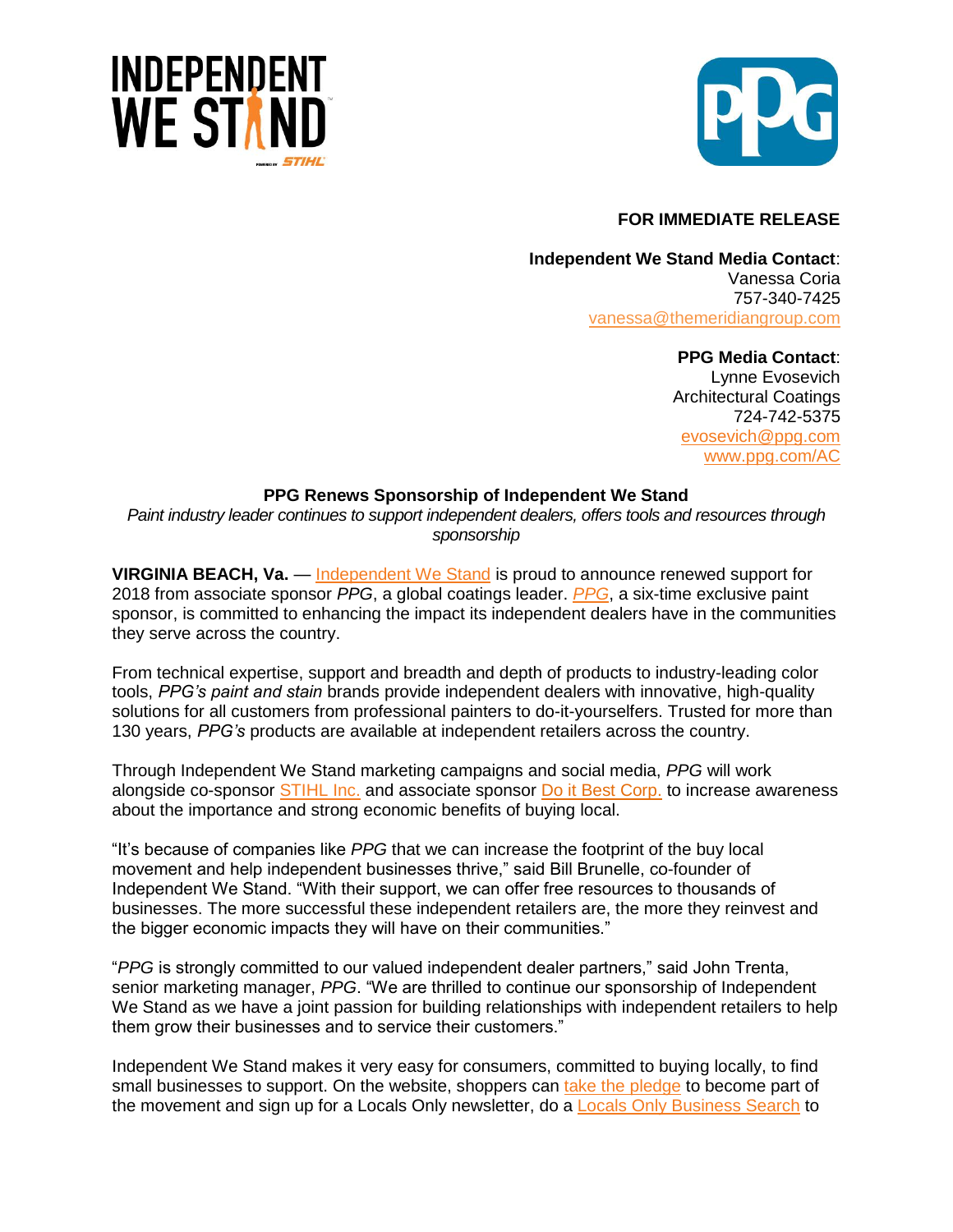**FOR IMMEDIATE RELEASE**

**Independent We Stand Media Contact**:
Vanessa Coria
757-340-7425
vanessa@themeridiangroup.com

**PPG Media Contact**:
Lynne Evosevich
Architectural Coatings
724-742-5375
evosevich@ppg.com
www.ppg.com/AC

## PPG Renews Sponsorship of Independent We Stand

*Paint industry leader continues to support independent dealers, offers tools and resources through sponsorship*

**VIRGINIA BEACH, Va.** — Independent We Stand is proud to announce renewed support for 2018 from associate sponsor *PPG*, a global coatings leader. *PPG*, a six-time exclusive paint sponsor, is committed to enhancing the impact its independent dealers have in the communities they serve across the country.

From technical expertise, support and breadth and depth of products to industry-leading color tools, *PPG's paint and stain* brands provide independent dealers with innovative, high-quality solutions for all customers from professional painters to do-it-yourselfers. Trusted for more than 130 years, *PPG's* products are available at independent retailers across the country.

Through Independent We Stand marketing campaigns and social media, *PPG* will work alongside co-sponsor STIHL Inc. and associate sponsor Do it Best Corp. to increase awareness about the importance and strong economic benefits of buying local.

"It's because of companies like *PPG* that we can increase the footprint of the buy local movement and help independent businesses thrive," said Bill Brunelle, co-founder of Independent We Stand. "With their support, we can offer free resources to thousands of businesses. The more successful these independent retailers are, the more they reinvest and the bigger economic impacts they will have on their communities."

"*PPG* is strongly committed to our valued independent dealer partners," said John Trenta, senior marketing manager, *PPG*. "We are thrilled to continue our sponsorship of Independent We Stand as we have a joint passion for building relationships with independent retailers to help them grow their businesses and to service their customers."

Independent We Stand makes it very easy for consumers, committed to buying locally, to find small businesses to support. On the website, shoppers can take the pledge to become part of the movement and sign up for a Locals Only newsletter, do a Locals Only Business Search to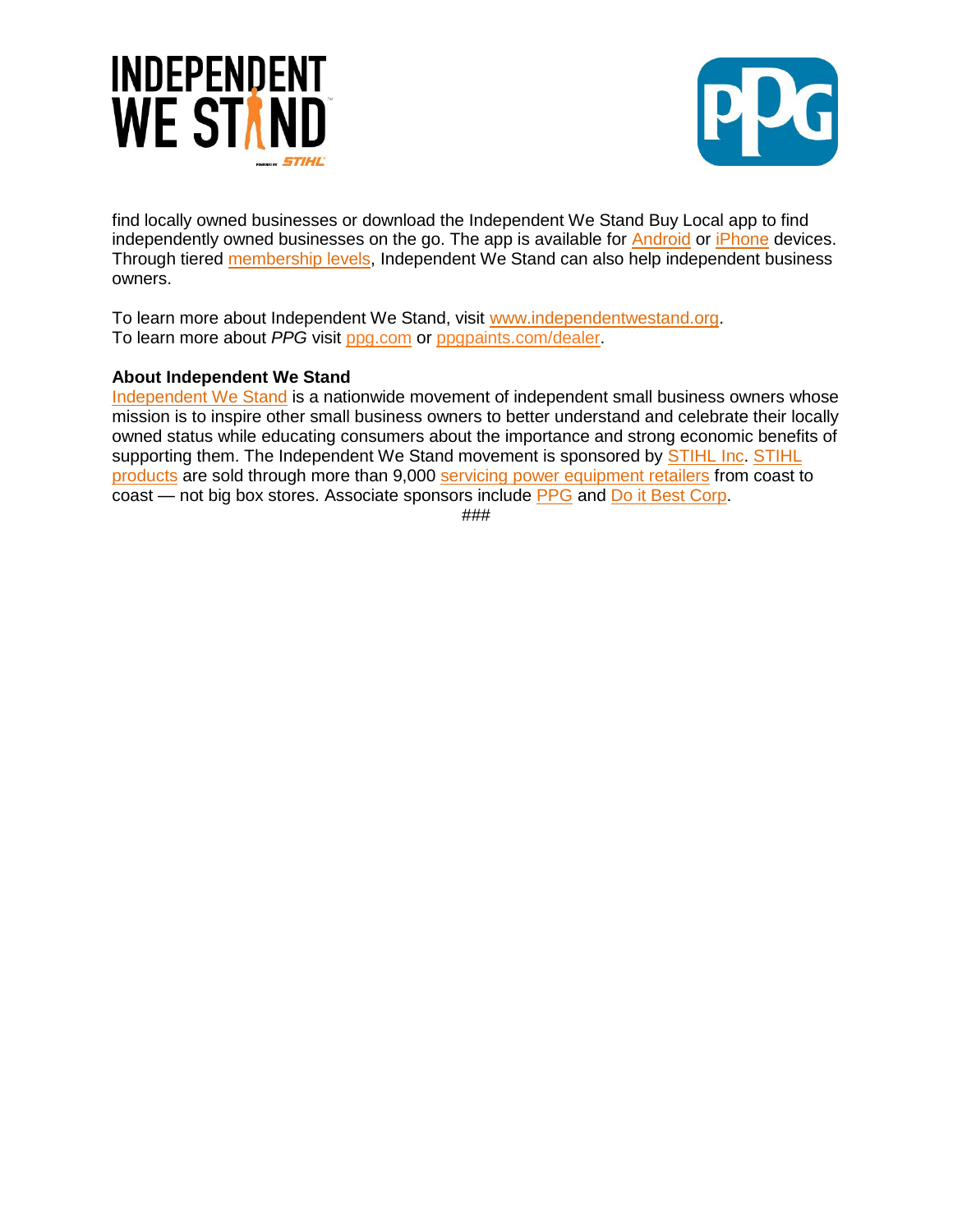find locally owned businesses or download the Independent We Stand Buy Local app to find independently owned businesses on the go. The app is available for Android or iPhone devices. Through tiered membership levels, Independent We Stand can also help independent business owners.

To learn more about Independent We Stand, visit www.independentwestand.org.
To learn more about *PPG* visit ppg.com or ppgpaints.com/dealer.

**About Independent We Stand**
Independent We Stand is a nationwide movement of independent small business owners whose mission is to inspire other small business owners to better understand and celebrate their locally owned status while educating consumers about the importance and strong economic benefits of supporting them. The Independent We Stand movement is sponsored by STIHL Inc. STIHL products are sold through more than 9,000 servicing power equipment retailers from coast to coast — not big box stores. Associate sponsors include PPG and Do it Best Corp.

###